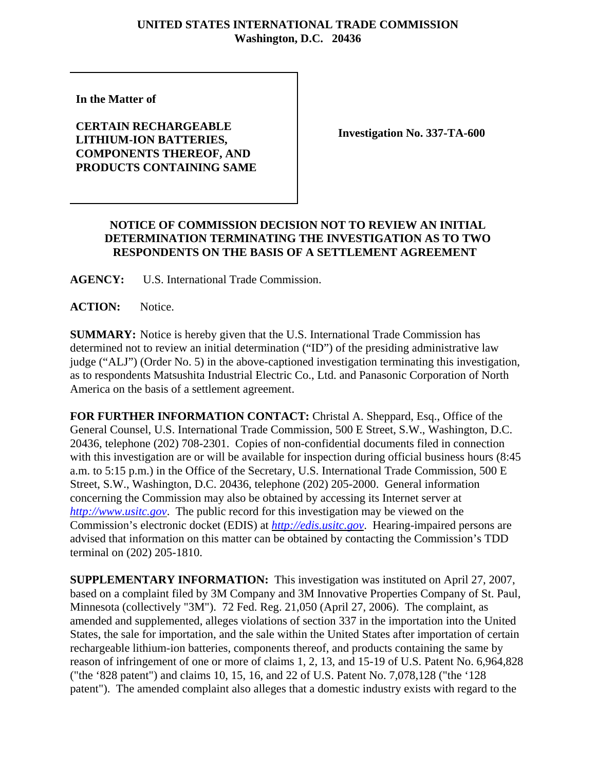**UNITED STATES INTERNATIONAL TRADE COMMISSION**
**Washington, D.C. 20436**

| | |
|---|---|
| **In the Matter of**<br><br>**CERTAIN RECHARGEABLE LITHIUM-ION BATTERIES, COMPONENTS THEREOF, AND PRODUCTS CONTAINING SAME** | **Investigation No. 337-TA-600** |

## NOTICE OF COMMISSION DECISION NOT TO REVIEW AN INITIAL DETERMINATION TERMINATING THE INVESTIGATION AS TO TWO RESPONDENTS ON THE BASIS OF A SETTLEMENT AGREEMENT

**AGENCY:** U.S. International Trade Commission.

**ACTION:** Notice.

**SUMMARY:** Notice is hereby given that the U.S. International Trade Commission has determined not to review an initial determination ("ID") of the presiding administrative law judge ("ALJ") (Order No. 5) in the above-captioned investigation terminating this investigation, as to respondents Matsushita Industrial Electric Co., Ltd. and Panasonic Corporation of North America on the basis of a settlement agreement.

**FOR FURTHER INFORMATION CONTACT:** Christal A. Sheppard, Esq., Office of the General Counsel, U.S. International Trade Commission, 500 E Street, S.W., Washington, D.C. 20436, telephone (202) 708-2301. Copies of non-confidential documents filed in connection with this investigation are or will be available for inspection during official business hours (8:45 a.m. to 5:15 p.m.) in the Office of the Secretary, U.S. International Trade Commission, 500 E Street, S.W., Washington, D.C. 20436, telephone (202) 205-2000. General information concerning the Commission may also be obtained by accessing its Internet server at *http://www.usitc.gov*. The public record for this investigation may be viewed on the Commission's electronic docket (EDIS) at *http://edis.usitc.gov*. Hearing-impaired persons are advised that information on this matter can be obtained by contacting the Commission's TDD terminal on (202) 205-1810.

**SUPPLEMENTARY INFORMATION:** This investigation was instituted on April 27, 2007, based on a complaint filed by 3M Company and 3M Innovative Properties Company of St. Paul, Minnesota (collectively "3M"). 72 Fed. Reg. 21,050 (April 27, 2006). The complaint, as amended and supplemented, alleges violations of section 337 in the importation into the United States, the sale for importation, and the sale within the United States after importation of certain rechargeable lithium-ion batteries, components thereof, and products containing the same by reason of infringement of one or more of claims 1, 2, 13, and 15-19 of U.S. Patent No. 6,964,828 ("the '828 patent") and claims 10, 15, 16, and 22 of U.S. Patent No. 7,078,128 ("the '128 patent"). The amended complaint also alleges that a domestic industry exists with regard to the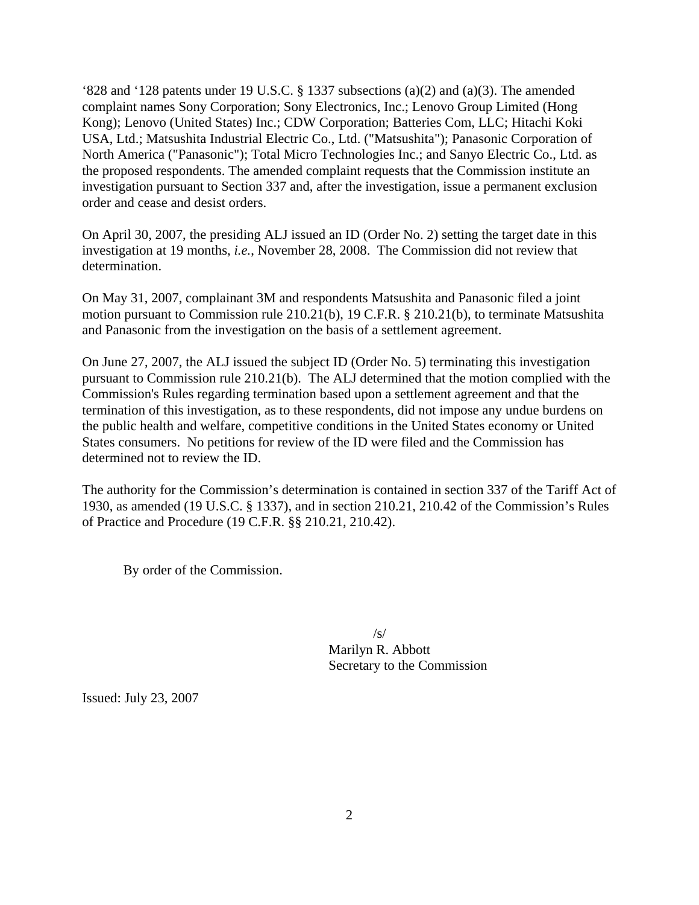'828 and '128 patents under 19 U.S.C. § 1337 subsections (a)(2) and (a)(3). The amended complaint names Sony Corporation; Sony Electronics, Inc.; Lenovo Group Limited (Hong Kong); Lenovo (United States) Inc.; CDW Corporation; Batteries Com, LLC; Hitachi Koki USA, Ltd.; Matsushita Industrial Electric Co., Ltd. ("Matsushita"); Panasonic Corporation of North America ("Panasonic"); Total Micro Technologies Inc.; and Sanyo Electric Co., Ltd. as the proposed respondents. The amended complaint requests that the Commission institute an investigation pursuant to Section 337 and, after the investigation, issue a permanent exclusion order and cease and desist orders.

On April 30, 2007, the presiding ALJ issued an ID (Order No. 2) setting the target date in this investigation at 19 months, *i.e.*, November 28, 2008. The Commission did not review that determination.

On May 31, 2007, complainant 3M and respondents Matsushita and Panasonic filed a joint motion pursuant to Commission rule 210.21(b), 19 C.F.R. § 210.21(b), to terminate Matsushita and Panasonic from the investigation on the basis of a settlement agreement.

On June 27, 2007, the ALJ issued the subject ID (Order No. 5) terminating this investigation pursuant to Commission rule 210.21(b). The ALJ determined that the motion complied with the Commission's Rules regarding termination based upon a settlement agreement and that the termination of this investigation, as to these respondents, did not impose any undue burdens on the public health and welfare, competitive conditions in the United States economy or United States consumers. No petitions for review of the ID were filed and the Commission has determined not to review the ID.

The authority for the Commission's determination is contained in section 337 of the Tariff Act of 1930, as amended (19 U.S.C. § 1337), and in section 210.21, 210.42 of the Commission's Rules of Practice and Procedure (19 C.F.R. §§ 210.21, 210.42).

By order of the Commission.

/s/
Marilyn R. Abbott
Secretary to the Commission

Issued: July 23, 2007